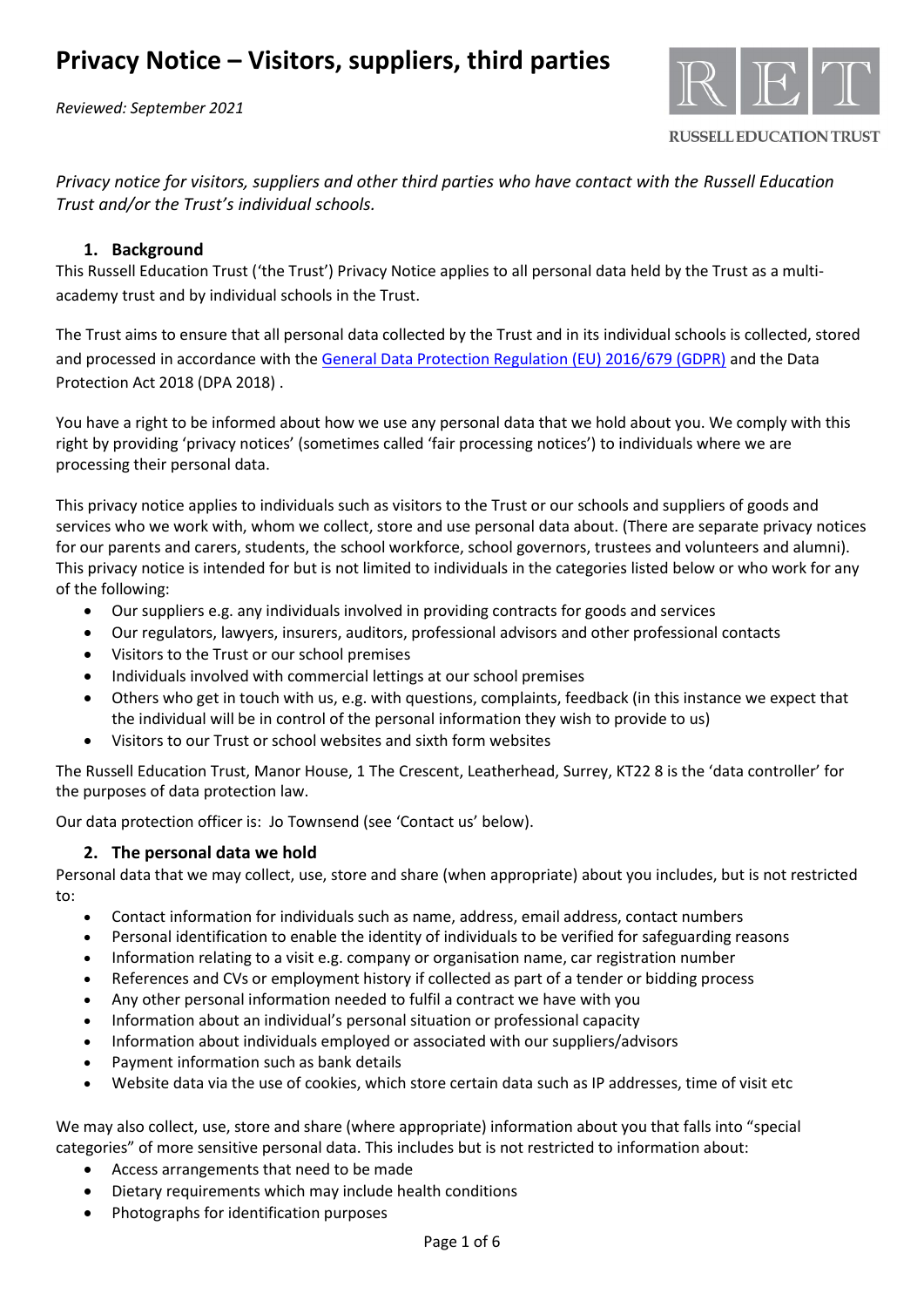# Privacy Notice – Visitors, suppliers, third parties

*Reviewed: September 2021*

RUSSELL EDUCATION TRUST

*Privacy notice for visitors, suppliers and other third parties who have contact with the Russell Education Trust and/or the Trust's individual schools.*

## 1. Background

This Russell Education Trust ('the Trust') Privacy Notice applies to all personal data held by the Trust as a multi-academy trust and by individual schools in the Trust.

The Trust aims to ensure that all personal data collected by the Trust and in its individual schools is collected, stored and processed in accordance with the General Data Protection Regulation (EU) 2016/679 (GDPR) and the Data Protection Act 2018 (DPA 2018) .

You have a right to be informed about how we use any personal data that we hold about you. We comply with this right by providing 'privacy notices' (sometimes called 'fair processing notices') to individuals where we are processing their personal data.

This privacy notice applies to individuals such as visitors to the Trust or our schools and suppliers of goods and services who we work with, whom we collect, store and use personal data about. (There are separate privacy notices for our parents and carers, students, the school workforce, school governors, trustees and volunteers and alumni). This privacy notice is intended for but is not limited to individuals in the categories listed below or who work for any of the following:

- Our suppliers e.g. any individuals involved in providing contracts for goods and services
- Our regulators, lawyers, insurers, auditors, professional advisors and other professional contacts
- Visitors to the Trust or our school premises
- Individuals involved with commercial lettings at our school premises
- Others who get in touch with us, e.g. with questions, complaints, feedback (in this instance we expect that the individual will be in control of the personal information they wish to provide to us)
- Visitors to our Trust or school websites and sixth form websites

The Russell Education Trust, Manor House, 1 The Crescent, Leatherhead, Surrey, KT22 8 is the 'data controller' for the purposes of data protection law.

Our data protection officer is: Jo Townsend (see 'Contact us' below).

## 2. The personal data we hold

Personal data that we may collect, use, store and share (when appropriate) about you includes, but is not restricted to:

- Contact information for individuals such as name, address, email address, contact numbers
- Personal identification to enable the identity of individuals to be verified for safeguarding reasons
- Information relating to a visit e.g. company or organisation name, car registration number
- References and CVs or employment history if collected as part of a tender or bidding process
- Any other personal information needed to fulfil a contract we have with you
- Information about an individual's personal situation or professional capacity
- Information about individuals employed or associated with our suppliers/advisors
- Payment information such as bank details
- Website data via the use of cookies, which store certain data such as IP addresses, time of visit etc

We may also collect, use, store and share (where appropriate) information about you that falls into "special categories" of more sensitive personal data. This includes but is not restricted to information about:

- Access arrangements that need to be made
- Dietary requirements which may include health conditions
- Photographs for identification purposes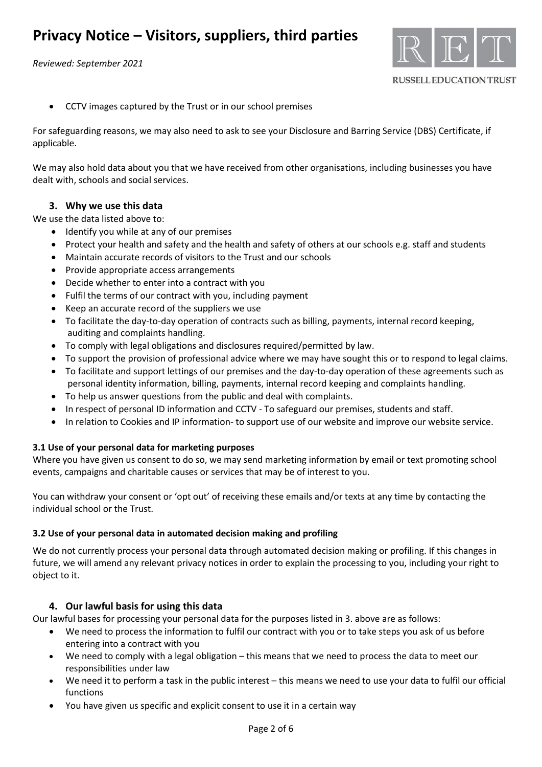- CCTV images captured by the Trust or in our school premises

For safeguarding reasons, we may also need to ask to see your Disclosure and Barring Service (DBS) Certificate, if applicable.

We may also hold data about you that we have received from other organisations, including businesses you have dealt with, schools and social services.

## 3. Why we use this data

We use the data listed above to:

- Identify you while at any of our premises
- Protect your health and safety and the health and safety of others at our schools e.g. staff and students
- Maintain accurate records of visitors to the Trust and our schools
- Provide appropriate access arrangements
- Decide whether to enter into a contract with you
- Fulfil the terms of our contract with you, including payment
- Keep an accurate record of the suppliers we use
- To facilitate the day-to-day operation of contracts such as billing, payments, internal record keeping, auditing and complaints handling.
- To comply with legal obligations and disclosures required/permitted by law.
- To support the provision of professional advice where we may have sought this or to respond to legal claims.
- To facilitate and support lettings of our premises and the day-to-day operation of these agreements such as personal identity information, billing, payments, internal record keeping and complaints handling.
- To help us answer questions from the public and deal with complaints.
- In respect of personal ID information and CCTV - To safeguard our premises, students and staff.
- In relation to Cookies and IP information- to support use of our website and improve our website service.

### 3.1 Use of your personal data for marketing purposes

Where you have given us consent to do so, we may send marketing information by email or text promoting school events, campaigns and charitable causes or services that may be of interest to you.

You can withdraw your consent or 'opt out' of receiving these emails and/or texts at any time by contacting the individual school or the Trust.

### 3.2 Use of your personal data in automated decision making and profiling

We do not currently process your personal data through automated decision making or profiling. If this changes in future, we will amend any relevant privacy notices in order to explain the processing to you, including your right to object to it.

## 4. Our lawful basis for using this data

Our lawful bases for processing your personal data for the purposes listed in 3. above are as follows:

- We need to process the information to fulfil our contract with you or to take steps you ask of us before entering into a contract with you
- We need to comply with a legal obligation – this means that we need to process the data to meet our responsibilities under law
- We need it to perform a task in the public interest – this means we need to use your data to fulfil our official functions
- You have given us specific and explicit consent to use it in a certain way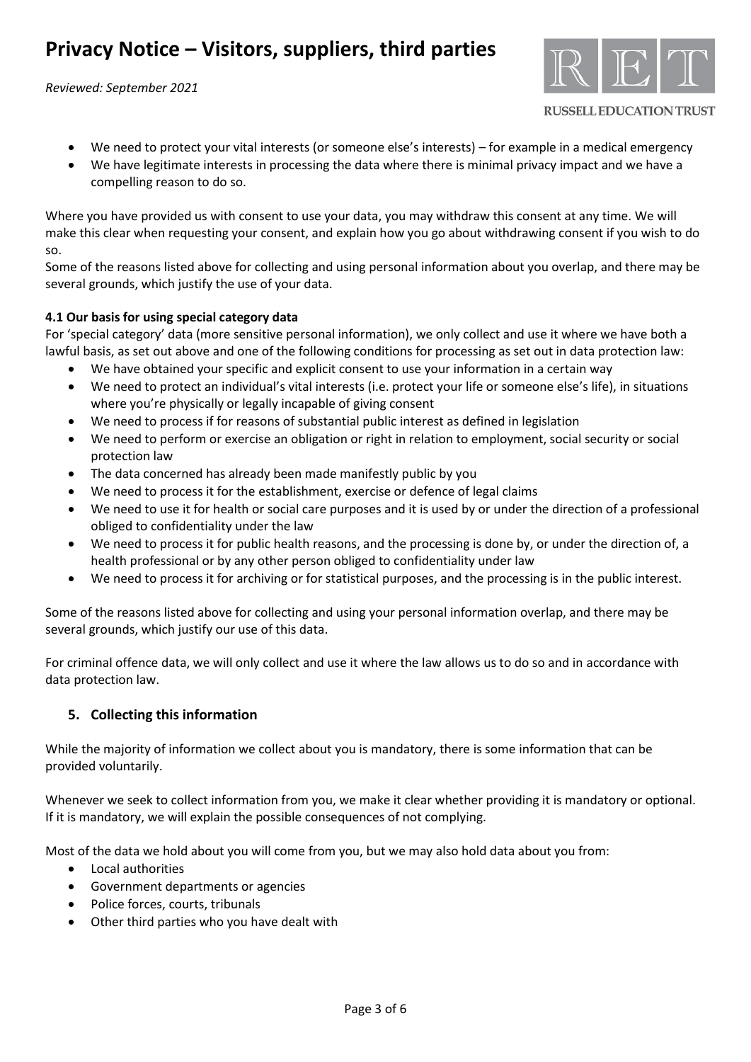- We need to protect your vital interests (or someone else's interests) – for example in a medical emergency
- We have legitimate interests in processing the data where there is minimal privacy impact and we have a compelling reason to do so.

Where you have provided us with consent to use your data, you may withdraw this consent at any time. We will make this clear when requesting your consent, and explain how you go about withdrawing consent if you wish to do so.
Some of the reasons listed above for collecting and using personal information about you overlap, and there may be several grounds, which justify the use of your data.

**4.1 Our basis for using special category data**
For 'special category' data (more sensitive personal information), we only collect and use it where we have both a lawful basis, as set out above and one of the following conditions for processing as set out in data protection law:

- We have obtained your specific and explicit consent to use your information in a certain way
- We need to protect an individual's vital interests (i.e. protect your life or someone else's life), in situations where you're physically or legally incapable of giving consent
- We need to process if for reasons of substantial public interest as defined in legislation
- We need to perform or exercise an obligation or right in relation to employment, social security or social protection law
- The data concerned has already been made manifestly public by you
- We need to process it for the establishment, exercise or defence of legal claims
- We need to use it for health or social care purposes and it is used by or under the direction of a professional obliged to confidentiality under the law
- We need to process it for public health reasons, and the processing is done by, or under the direction of, a health professional or by any other person obliged to confidentiality under law
- We need to process it for archiving or for statistical purposes, and the processing is in the public interest.

Some of the reasons listed above for collecting and using your personal information overlap, and there may be several grounds, which justify our use of this data.

For criminal offence data, we will only collect and use it where the law allows us to do so and in accordance with data protection law.

## 5. Collecting this information

While the majority of information we collect about you is mandatory, there is some information that can be provided voluntarily.

Whenever we seek to collect information from you, we make it clear whether providing it is mandatory or optional. If it is mandatory, we will explain the possible consequences of not complying.

Most of the data we hold about you will come from you, but we may also hold data about you from:

- Local authorities
- Government departments or agencies
- Police forces, courts, tribunals
- Other third parties who you have dealt with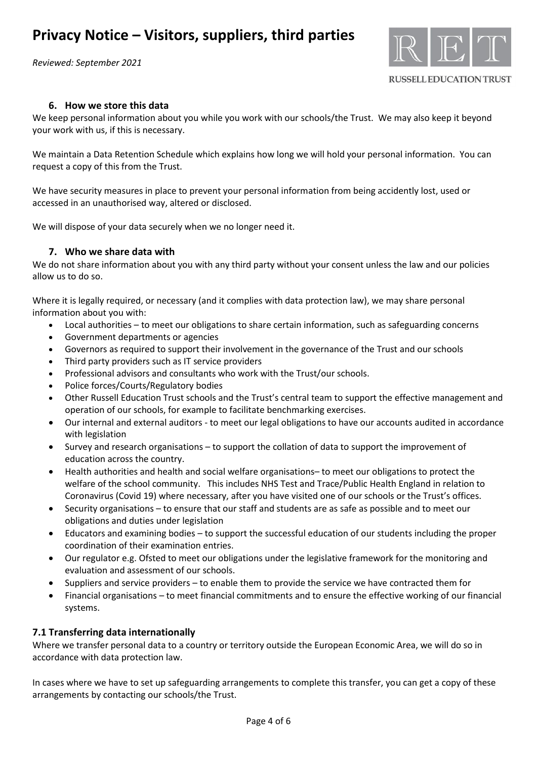### 6. How we store this data

We keep personal information about you while you work with our schools/the Trust. We may also keep it beyond your work with us, if this is necessary.

We maintain a Data Retention Schedule which explains how long we will hold your personal information. You can request a copy of this from the Trust.

We have security measures in place to prevent your personal information from being accidently lost, used or accessed in an unauthorised way, altered or disclosed.

We will dispose of your data securely when we no longer need it.

### 7. Who we share data with

We do not share information about you with any third party without your consent unless the law and our policies allow us to do so.

Where it is legally required, or necessary (and it complies with data protection law), we may share personal information about you with:

- Local authorities – to meet our obligations to share certain information, such as safeguarding concerns
- Government departments or agencies
- Governors as required to support their involvement in the governance of the Trust and our schools
- Third party providers such as IT service providers
- Professional advisors and consultants who work with the Trust/our schools.
- Police forces/Courts/Regulatory bodies
- Other Russell Education Trust schools and the Trust's central team to support the effective management and operation of our schools, for example to facilitate benchmarking exercises.
- Our internal and external auditors - to meet our legal obligations to have our accounts audited in accordance with legislation
- Survey and research organisations – to support the collation of data to support the improvement of education across the country.
- Health authorities and health and social welfare organisations– to meet our obligations to protect the welfare of the school community. This includes NHS Test and Trace/Public Health England in relation to Coronavirus (Covid 19) where necessary, after you have visited one of our schools or the Trust's offices.
- Security organisations – to ensure that our staff and students are as safe as possible and to meet our obligations and duties under legislation
- Educators and examining bodies – to support the successful education of our students including the proper coordination of their examination entries.
- Our regulator e.g. Ofsted to meet our obligations under the legislative framework for the monitoring and evaluation and assessment of our schools.
- Suppliers and service providers – to enable them to provide the service we have contracted them for
- Financial organisations – to meet financial commitments and to ensure the effective working of our financial systems.

### 7.1 Transferring data internationally

Where we transfer personal data to a country or territory outside the European Economic Area, we will do so in accordance with data protection law.

In cases where we have to set up safeguarding arrangements to complete this transfer, you can get a copy of these arrangements by contacting our schools/the Trust.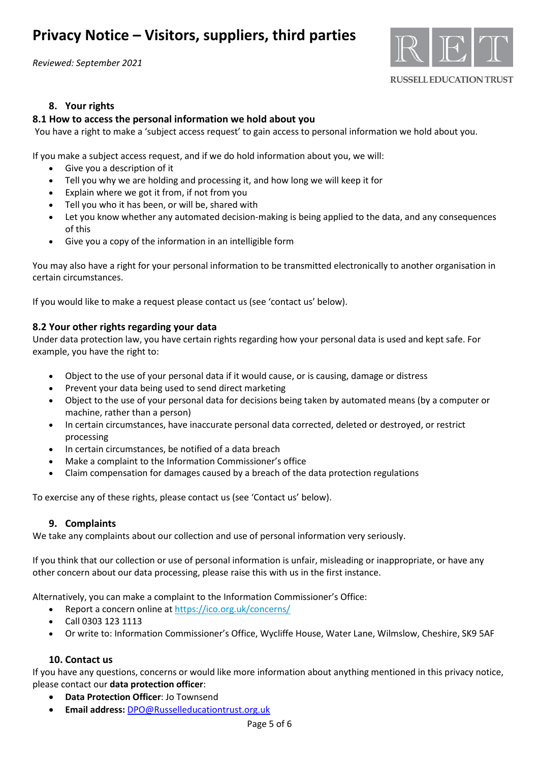## 8. Your rights

### 8.1 How to access the personal information we hold about you

You have a right to make a 'subject access request' to gain access to personal information we hold about you.

If you make a subject access request, and if we do hold information about you, we will:

- Give you a description of it
- Tell you why we are holding and processing it, and how long we will keep it for
- Explain where we got it from, if not from you
- Tell you who it has been, or will be, shared with
- Let you know whether any automated decision-making is being applied to the data, and any consequences of this
- Give you a copy of the information in an intelligible form

You may also have a right for your personal information to be transmitted electronically to another organisation in certain circumstances.

If you would like to make a request please contact us (see 'contact us' below).

### 8.2 Your other rights regarding your data

Under data protection law, you have certain rights regarding how your personal data is used and kept safe. For example, you have the right to:

- Object to the use of your personal data if it would cause, or is causing, damage or distress
- Prevent your data being used to send direct marketing
- Object to the use of your personal data for decisions being taken by automated means (by a computer or machine, rather than a person)
- In certain circumstances, have inaccurate personal data corrected, deleted or destroyed, or restrict processing
- In certain circumstances, be notified of a data breach
- Make a complaint to the Information Commissioner's office
- Claim compensation for damages caused by a breach of the data protection regulations

To exercise any of these rights, please contact us (see 'Contact us' below).

## 9. Complaints

We take any complaints about our collection and use of personal information very seriously.

If you think that our collection or use of personal information is unfair, misleading or inappropriate, or have any other concern about our data processing, please raise this with us in the first instance.

Alternatively, you can make a complaint to the Information Commissioner's Office:

- Report a concern online at https://ico.org.uk/concerns/
- Call 0303 123 1113
- Or write to: Information Commissioner's Office, Wycliffe House, Water Lane, Wilmslow, Cheshire, SK9 5AF

## 10. Contact us

If you have any questions, concerns or would like more information about anything mentioned in this privacy notice, please contact our **data protection officer**:

- **Data Protection Officer**: Jo Townsend
- **Email address:** DPO@Russelleducationtrust.org.uk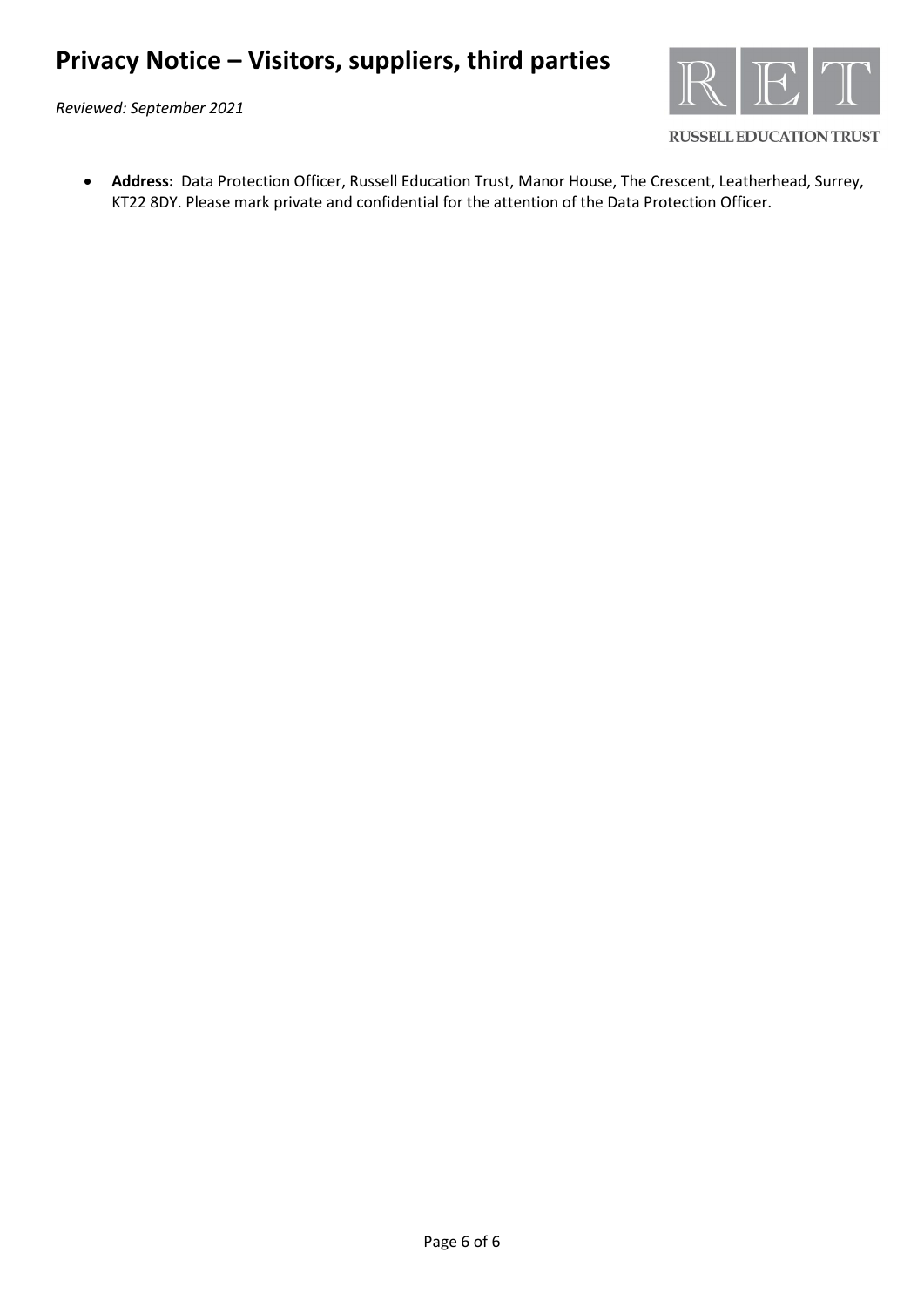- **Address:** Data Protection Officer, Russell Education Trust, Manor House, The Crescent, Leatherhead, Surrey, KT22 8DY. Please mark private and confidential for the attention of the Data Protection Officer.